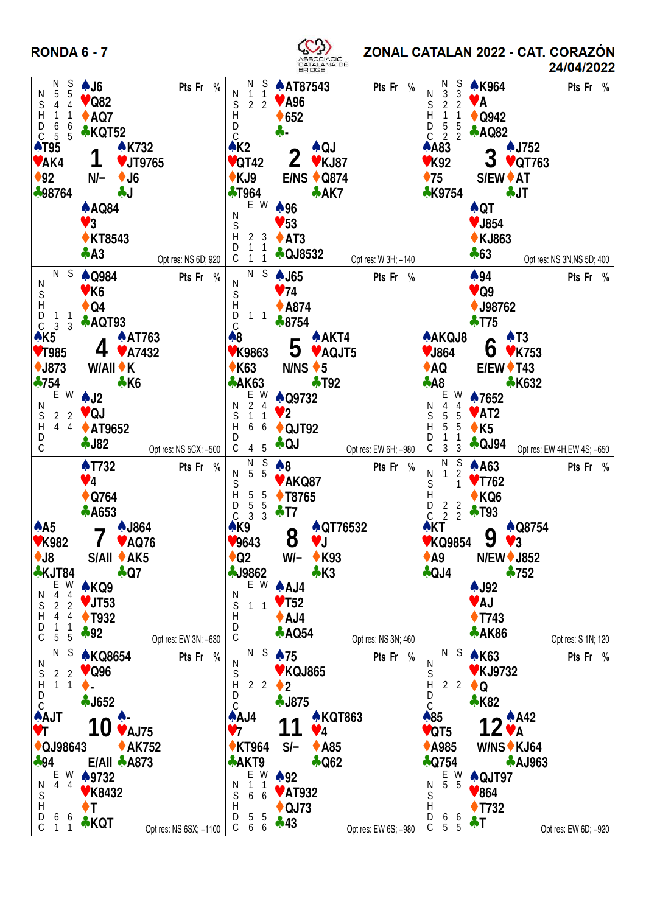# RONDA 6 - 7

ASSOCIACIÓ CATALANA DE BRIDGE

## ZONAL CATALAN 2022 - CAT. CORAZÓN
24/04/2022

---

### Board 1 — N/−

| Position | ♠ | ♥ | ♦ | ♣ |
|---|---|---|---|---|
| North | J6 | Q82 | AQ7 | KQT52 |
| West | T95 | AK4 | 92 | 98764 |
| East | K732 | JT9765 | J6 | J |
| South | AQ84 | 3 | KT8543 | A3 |

| | N | S |
|---|---|---|
| N | 5 | 5 |
| S | 4 | 4 |
| H | 1 | 1 |
| D | 6 | 6 |
| C | 5 | 5 |

Pts Fr %

Opt res: NS 6D; 920

---

### Board 2 — E/NS

| Position | ♠ | ♥ | ♦ | ♣ |
|---|---|---|---|---|
| North | AT87543 | A96 | 652 | - |
| West | K2 | QT42 | KJ9 | T964 |
| East | QJ | KJ87 | Q874 | AK7 |
| South | 96 | 53 | AT3 | QJ8532 |

| | N | S |
|---|---|---|
| N | 1 | 1 |
| S | 2 | 2 |
| H | | |
| D | | |
| C | | |

| | E | W |
|---|---|---|
| N | | |
| S | | |
| H | 2 | 3 |
| D | 1 | 1 |
| C | 1 | 1 |

Pts Fr %

Opt res: W 3H; −140

---

### Board 3 — S/EW

| Position | ♠ | ♥ | ♦ | ♣ |
|---|---|---|---|---|
| North | K964 | A | Q942 | AQ82 |
| West | A83 | K92 | 75 | K9754 |
| East | J752 | QT763 | AT | JT |
| South | QT | J854 | KJ863 | 63 |

| | N | S |
|---|---|---|
| N | 3 | 3 |
| S | 2 | 2 |
| H | 1 | 1 |
| D | 5 | 5 |
| C | 2 | 2 |

Pts Fr %

Opt res: NS 3N,NS 5D; 400

---

### Board 4 — W/All

| Position | ♠ | ♥ | ♦ | ♣ |
|---|---|---|---|---|
| North | Q984 | K6 | Q4 | AQT93 |
| West | K5 | T985 | J873 | 754 |
| East | AT763 | A7432 | K | K6 |
| South | J2 | QJ | AT9652 | J82 |

| | N | S |
|---|---|---|
| N | | |
| S | | |
| H | | |
| D | 1 | 1 |
| C | 3 | 3 |

| | E | W |
|---|---|---|
| N | | |
| S | 2 | 2 |
| H | 4 | 4 |
| D | | |
| C | | |

Pts Fr %

Opt res: NS 5CX; −500

---

### Board 5 — N/NS

| Position | ♠ | ♥ | ♦ | ♣ |
|---|---|---|---|---|
| North | J65 | 74 | A874 | 8754 |
| West | 8 | K9863 | K63 | AK63 |
| East | AKT4 | AQJT5 | 5 | T92 |
| South | Q9732 | 2 | QJT92 | QJ |

| | N | S |
|---|---|---|
| N | | |
| S | | |
| H | | |
| D | 1 | 1 |
| C | | |

| | E | W |
|---|---|---|
| N | 2 | 4 |
| S | 1 | 1 |
| H | 6 | 6 |
| D | | |
| C | 4 | 5 |

Pts Fr %

Opt res: EW 6H; −980

---

### Board 6 — E/EW

| Position | ♠ | ♥ | ♦ | ♣ |
|---|---|---|---|---|
| North | 94 | Q9 | J98762 | T75 |
| West | AKQJ8 | J864 | AQ | A8 |
| East | T3 | K753 | T43 | K632 |
| South | 7652 | AT2 | K5 | QJ94 |

| | E | W |
|---|---|---|
| N | 4 | 4 |
| S | 5 | 5 |
| H | 5 | 5 |
| D | 1 | 1 |
| C | 3 | 3 |

Pts Fr %

Opt res: EW 4H,EW 4S; −650

---

### Board 7 — S/All

| Position | ♠ | ♥ | ♦ | ♣ |
|---|---|---|---|---|
| North | T732 | 4 | Q764 | A653 |
| West | A5 | K982 | J8 | KJT84 |
| East | J864 | AQ76 | AK5 | Q7 |
| South | KQ9 | JT53 | T932 | 92 |

| | E | W |
|---|---|---|
| N | 4 | 4 |
| S | 2 | 2 |
| H | 4 | 4 |
| D | 1 | 1 |
| C | 5 | 5 |

Pts Fr %

Opt res: EW 3N; −630

---

### Board 8 — W/−

| Position | ♠ | ♥ | ♦ | ♣ |
|---|---|---|---|---|
| North | 8 | AKQ87 | T8765 | T7 |
| West | K9 | 9643 | Q2 | J9862 |
| East | QT76532 | J | K93 | K3 |
| South | AJ4 | T52 | AJ4 | AQ54 |

| | N | S |
|---|---|---|
| N | 5 | 5 |
| S | | |
| H | 5 | 5 |
| D | 5 | 5 |
| C | 3 | 3 |

| | E | W |
|---|---|---|
| N | | |
| S | 1 | 1 |
| H | | |
| D | | |
| C | | |

Pts Fr %

Opt res: NS 3N; 460

---

### Board 9 — N/EW

| Position | ♠ | ♥ | ♦ | ♣ |
|---|---|---|---|---|
| North | A63 | T762 | KQ6 | T93 |
| West | KT | KQ9854 | A9 | QJ4 |
| East | Q8754 | 3 | J852 | 752 |
| South | J92 | AJ | T743 | AK86 |

| | N | S |
|---|---|---|
| N | 1 | 2 |
| S | | 1 |
| H | | |
| D | 2 | 2 |
| C | 2 | 2 |

Pts Fr %

Opt res: S 1N; 120

---

### Board 10 — E/All

| Position | ♠ | ♥ | ♦ | ♣ |
|---|---|---|---|---|
| North | KQ8654 | Q96 | - | J652 |
| West | AJT | T | QJ98643 | 94 |
| East | - | AJ75 | AK752 | A873 |
| South | 9732 | K8432 | T | KQT |

| | N | S |
|---|---|---|
| N | | |
| S | 2 | 2 |
| H | 1 | 1 |
| D | | |
| C | | |

| | E | W |
|---|---|---|
| N | 4 | 4 |
| S | | |
| H | | |
| D | 6 | 6 |
| C | 1 | 1 |

Pts Fr %

Opt res: NS 6SX; −1100

---

### Board 11 — S/−

| Position | ♠ | ♥ | ♦ | ♣ |
|---|---|---|---|---|
| North | 75 | KQJ865 | 2 | J875 |
| West | AJ4 | 7 | KT964 | AKT9 |
| East | KQT863 | 4 | A85 | Q62 |
| South | 92 | AT932 | QJ73 | 43 |

| | N | S |
|---|---|---|
| N | | |
| S | | |
| H | 2 | 2 |
| D | | |
| C | | |

| | E | W |
|---|---|---|
| N | 1 | 1 |
| S | 6 | 6 |
| H | | |
| D | 5 | 5 |
| C | 6 | 6 |

Pts Fr %

Opt res: EW 6S; −980

---

### Board 12 — W/NS

| Position | ♠ | ♥ | ♦ | ♣ |
|---|---|---|---|---|
| North | K63 | KJ9732 | Q | K82 |
| West | 85 | QT5 | A985 | Q754 |
| East | A42 | A | KJ64 | AJ963 |
| South | QJT97 | 864 | T732 | T |

| | N | S |
|---|---|---|
| N | | |
| S | | |
| H | 2 | 2 |
| D | | |
| C | | |

| | E | W |
|---|---|---|
| N | 5 | 5 |
| S | | |
| H | | |
| D | 6 | 6 |
| C | 5 | 5 |

Pts Fr %

Opt res: EW 6D; −920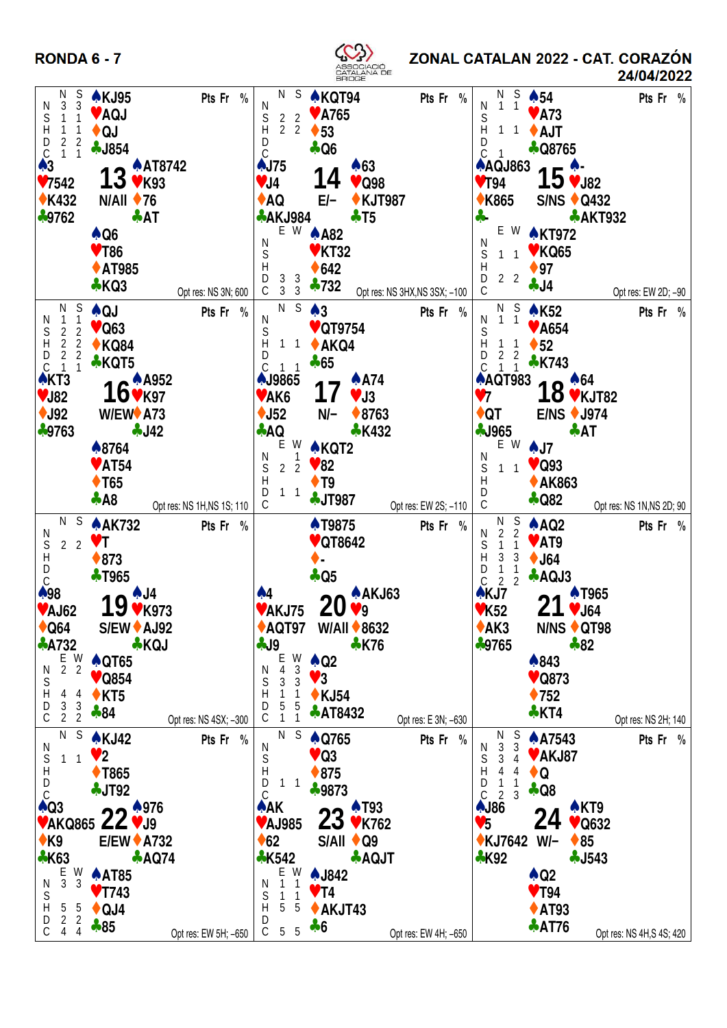# RONDA 6 - 7

**ASSOCIACIÓ CATALANA DE BRIDGE**

## ZONAL CATALAN 2022 - CAT. CORAZÓN

**24/04/2022**

---

### Board 13 — N/All

North: ♠KJ95 ♥AQJ ♦QJ ♣J854

West: ♠3 ♥7542 ♦K432 ♣9762

East: ♠AT8742 ♥K93 ♦76 ♣AT

South: ♠Q6 ♥T86 ♦AT985 ♣KQ3

| | N | S | E | W |
|---|---|---|---|---|
| NT | 3 | 3 | | |
| S | 1 | 1 | | |
| H | 1 | 1 | | |
| D | 2 | 2 | | |
| C | 1 | 1 | | |

Opt res: NS 3N; 600

---

### Board 14 — E/–

North: ♠KQT94 ♥A765 ♦53 ♣Q6

West: ♠J75 ♥J4 ♦AQ ♣AKJ984

East: ♠63 ♥Q98 ♦KJT987 ♣T5

South: ♠A82 ♥KT32 ♦642 ♣732

| | N | S | E | W |
|---|---|---|---|---|
| NT | | | | |
| S | 2 | 2 | | |
| H | 2 | 2 | | |
| D | | | 3 | 3 |
| C | | | 3 | 3 |

Opt res: NS 3HX,NS 3SX; –100

---

### Board 15 — S/NS

North: ♠54 ♥A73 ♦AJT ♣Q8765

West: ♠AQJ863 ♥T94 ♦K865 ♣-

East: ♠- ♥J82 ♦Q432 ♣AKT932

South: ♠KT972 ♥KQ65 ♦97 ♣J4

| | N | S | E | W |
|---|---|---|---|---|
| NT | 1 | 1 | | |
| S | | | 1 | 1 |
| H | 1 | 1 | | |
| D | | | 2 | 2 |
| C | 1 | | | |

Opt res: EW 2D; –90

---

### Board 16 — W/EW

North: ♠QJ ♥Q63 ♦KQ84 ♣KQT5

West: ♠KT3 ♥J82 ♦J92 ♣9763

East: ♠A952 ♥K97 ♦A73 ♣J42

South: ♠8764 ♥AT54 ♦T65 ♣A8

| | N | S | E | W |
|---|---|---|---|---|
| NT | 1 | 1 | | |
| S | 2 | 2 | | |
| H | 2 | 2 | | |
| D | 2 | 2 | | |
| C | 1 | 1 | | |

Opt res: NS 1H,NS 1S; 110

---

### Board 17 — N/–

North: ♠3 ♥QT9754 ♦AKQ4 ♣65

West: ♠J9865 ♥AK6 ♦J52 ♣AQ

East: ♠A74 ♥J3 ♦8763 ♣K432

South: ♠KQT2 ♥82 ♦T9 ♣JT987

| | N | S | E | W |
|---|---|---|---|---|
| NT | | | | 1 |
| S | | | 2 | 2 |
| H | 1 | 1 | | |
| D | | | 1 | 1 |
| C | 1 | 1 | | |

Opt res: EW 2S; –110

---

### Board 18 — E/NS

North: ♠K52 ♥A654 ♦52 ♣K743

West: ♠AQT983 ♥7 ♦QT ♣J965

East: ♠64 ♥KJT82 ♦J974 ♣AT

South: ♠J7 ♥Q93 ♦AK863 ♣Q82

| | N | S | E | W |
|---|---|---|---|---|
| NT | 1 | 1 | | |
| S | | | 1 | 1 |
| H | 1 | 1 | | |
| D | 2 | 2 | | |
| C | 1 | 1 | | |

Opt res: NS 1N,NS 2D; 90

---

### Board 19 — S/EW

North: ♠AK732 ♥T ♦873 ♣T965

West: ♠98 ♥AJ62 ♦Q64 ♣A732

East: ♠J4 ♥K973 ♦AJ92 ♣KQJ

South: ♠QT65 ♥Q854 ♦KT5 ♣84

| | N | S | E | W |
|---|---|---|---|---|
| NT | | | 2 | 2 |
| S | 2 | 2 | | |
| H | | | 4 | 4 |
| D | | | 3 | 3 |
| C | | | 2 | 2 |

Opt res: NS 4SX; –300

---

### Board 20 — W/All

North: ♠T9875 ♥QT8642 ♦- ♣Q5

West: ♠4 ♥AKJ75 ♦AQT97 ♣J9

East: ♠AKJ63 ♥9 ♦8632 ♣K76

South: ♠Q2 ♥3 ♦KJ54 ♣AT8432

| | N | S | E | W |
|---|---|---|---|---|
| NT | | | 4 | 3 |
| S | | | 3 | 3 |
| H | | | 1 | 1 |
| D | | | 5 | 5 |
| C | | | 1 | 1 |

Opt res: E 3N; –630

---

### Board 21 — N/NS

North: ♠AQ2 ♥AT9 ♦J64 ♣AQJ3

West: ♠KJ7 ♥K52 ♦AK3 ♣9765

East: ♠T965 ♥J64 ♦QT98 ♣82

South: ♠843 ♥Q873 ♦752 ♣KT4

| | N | S | E | W |
|---|---|---|---|---|
| NT | 2 | 2 | | |
| S | 1 | 1 | | |
| H | 3 | 3 | | |
| D | 1 | 1 | | |
| C | 2 | 2 | | |

Opt res: NS 2H; 140

---

### Board 22 — E/EW

North: ♠KJ42 ♥2 ♦T865 ♣JT92

West: ♠Q3 ♥AKQ865 ♦K9 ♣K63

East: ♠976 ♥J9 ♦A732 ♣AQ74

South: ♠AT85 ♥T743 ♦QJ4 ♣85

| | N | S | E | W |
|---|---|---|---|---|
| NT | | | 3 | 3 |
| S | 1 | 1 | | |
| H | | | 5 | 5 |
| D | | | 2 | 2 |
| C | | | 4 | 4 |

Opt res: EW 5H; –650

---

### Board 23 — S/All

North: ♠Q765 ♥Q3 ♦875 ♣9873

West: ♠AK ♥AJ985 ♦62 ♣K542

East: ♠T93 ♥K762 ♦Q9 ♣AQJT

South: ♠J842 ♥T4 ♦AKJT43 ♣6

| | N | S | E | W |
|---|---|---|---|---|
| NT | | | 1 | 1 |
| S | | | 1 | 1 |
| H | | | 5 | 5 |
| D | 1 | 1 | | |
| C | | | 5 | 5 |

Opt res: EW 4H; –650

---

### Board 24 — W/–

North: ♠A7543 ♥AKJ87 ♦Q ♣Q8

West: ♠J86 ♥5 ♦KJ7642 ♣K92

East: ♠KT9 ♥Q632 ♦85 ♣J543

South: ♠Q2 ♥T94 ♦AT93 ♣AT76

| | N | S | E | W |
|---|---|---|---|---|
| NT | 3 | 3 | | |
| S | 3 | 4 | | |
| H | 4 | 4 | | |
| D | 1 | 1 | | |
| C | 2 | 3 | | |

Opt res: NS 4H,S 4S; 420